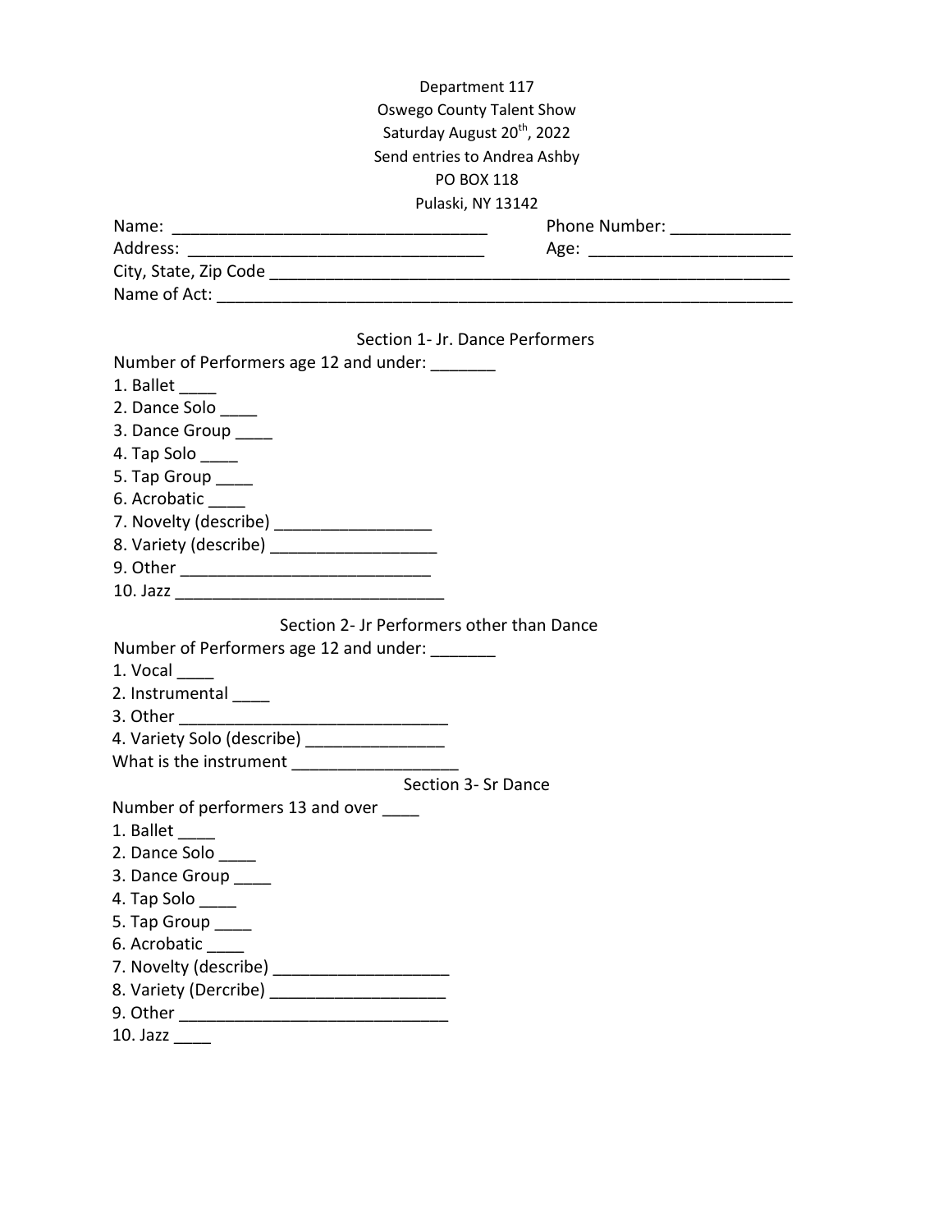Department 117
Oswego County Talent Show
Saturday August 20th, 2022
Send entries to Andrea Ashby
PO BOX 118
Pulaski, NY 13142

Name: ___________________________________ Phone Number: _____________
Address: _________________________________ Age: ______________________
City, State, Zip Code ___________________________________________________________
Name of Act: ___________________________________________________________________

## Section 1- Jr. Dance Performers

Number of Performers age 12 and under: _______

1. Ballet ____
2. Dance Solo ____
3. Dance Group ____
4. Tap Solo ____
5. Tap Group ____
6. Acrobatic ____
7. Novelty (describe) _________________
8. Variety (describe) __________________
9. Other ____________________________
10. Jazz ______________________________

## Section 2- Jr Performers other than Dance

Number of Performers age 12 and under: _______

1. Vocal ____
2. Instrumental ____
3. Other ______________________________
4. Variety Solo (describe) _______________

What is the instrument __________________

## Section 3- Sr Dance

Number of performers 13 and over ____

1. Ballet ____
2. Dance Solo ____
3. Dance Group ____
4. Tap Solo ____
5. Tap Group ____
6. Acrobatic ____
7. Novelty (describe) ___________________
8. Variety (Dercribe) ___________________
9. Other ______________________________
10. Jazz ____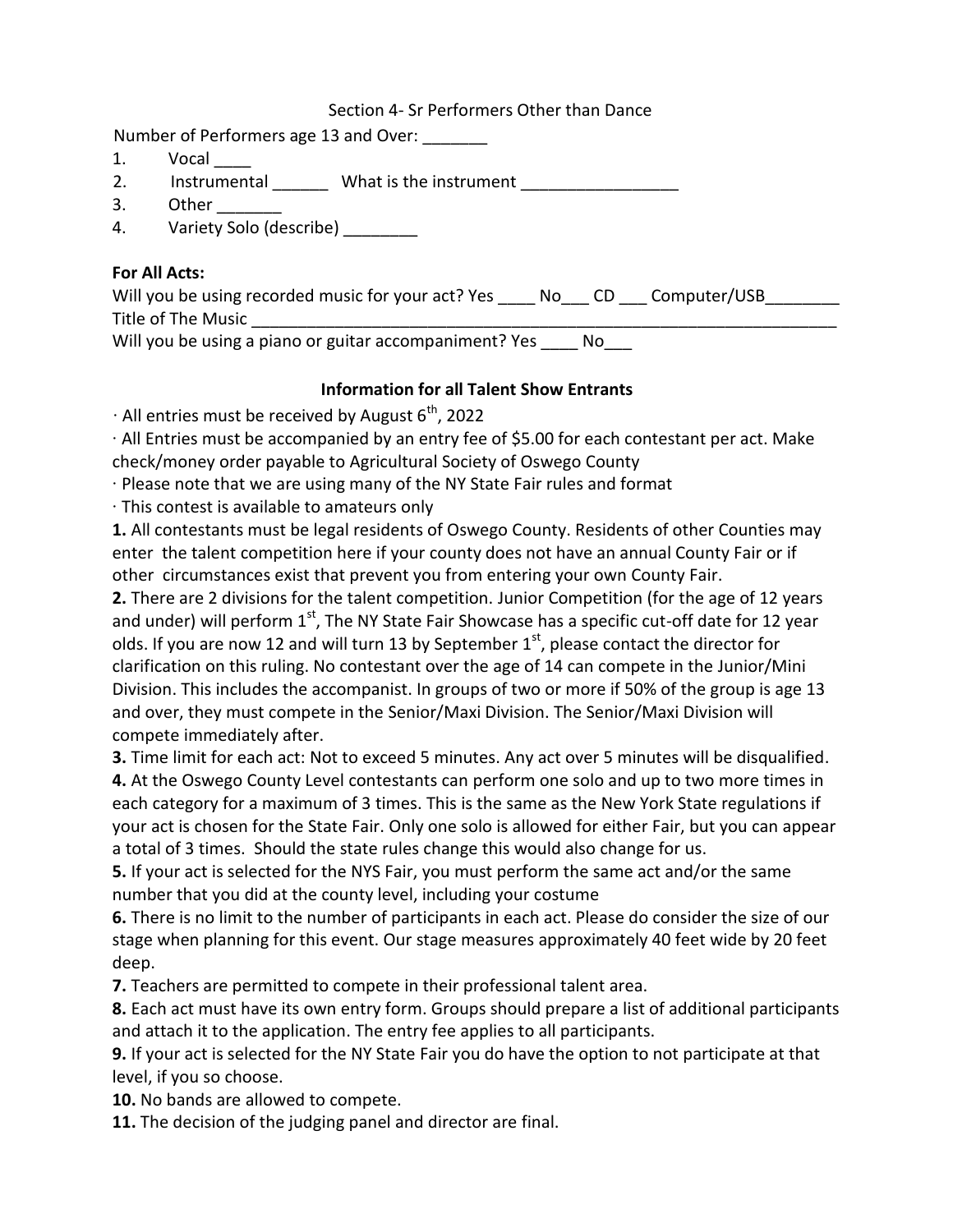Section 4- Sr Performers Other than Dance

Number of Performers age 13 and Over: _______

1. Vocal ____
2. Instrumental ______ What is the instrument _________________
3. Other _______
4. Variety Solo (describe) ________

**For All Acts:**

Will you be using recorded music for your act? Yes ____ No___ CD ___ Computer/USB________
Title of The Music ______________________________________________________________________
Will you be using a piano or guitar accompaniment? Yes ____ No___

**Information for all Talent Show Entrants**

· All entries must be received by August 6th, 2022
· All Entries must be accompanied by an entry fee of $5.00 for each contestant per act. Make check/money order payable to Agricultural Society of Oswego County
· Please note that we are using many of the NY State Fair rules and format
· This contest is available to amateurs only

**1.** All contestants must be legal residents of Oswego County. Residents of other Counties may enter the talent competition here if your county does not have an annual County Fair or if other circumstances exist that prevent you from entering your own County Fair.

**2.** There are 2 divisions for the talent competition. Junior Competition (for the age of 12 years and under) will perform 1st, The NY State Fair Showcase has a specific cut-off date for 12 year olds. If you are now 12 and will turn 13 by September 1st, please contact the director for clarification on this ruling. No contestant over the age of 14 can compete in the Junior/Mini Division. This includes the accompanist. In groups of two or more if 50% of the group is age 13 and over, they must compete in the Senior/Maxi Division. The Senior/Maxi Division will compete immediately after.

**3.** Time limit for each act: Not to exceed 5 minutes. Any act over 5 minutes will be disqualified.

**4.** At the Oswego County Level contestants can perform one solo and up to two more times in each category for a maximum of 3 times. This is the same as the New York State regulations if your act is chosen for the State Fair. Only one solo is allowed for either Fair, but you can appear a total of 3 times. Should the state rules change this would also change for us.

**5.** If your act is selected for the NYS Fair, you must perform the same act and/or the same number that you did at the county level, including your costume

**6.** There is no limit to the number of participants in each act. Please do consider the size of our stage when planning for this event. Our stage measures approximately 40 feet wide by 20 feet deep.

**7.** Teachers are permitted to compete in their professional talent area.

**8.** Each act must have its own entry form. Groups should prepare a list of additional participants and attach it to the application. The entry fee applies to all participants.

**9.** If your act is selected for the NY State Fair you do have the option to not participate at that level, if you so choose.

**10.** No bands are allowed to compete.

**11.** The decision of the judging panel and director are final.